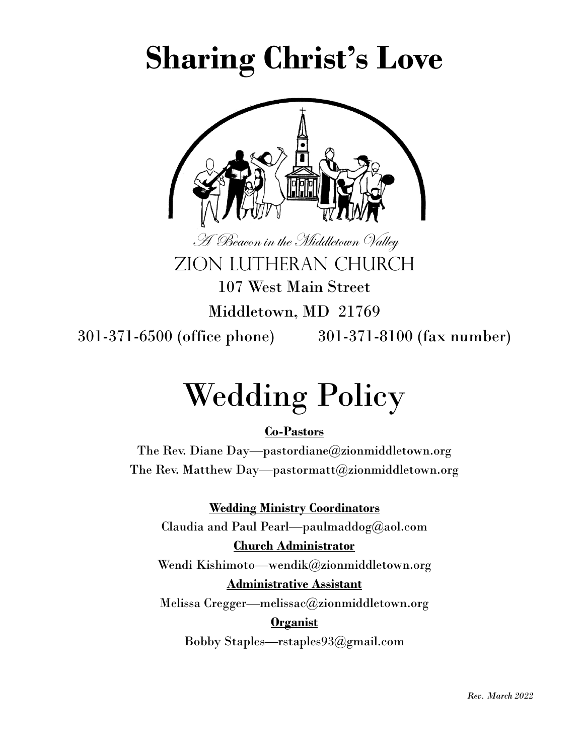# Sharing Christ's Love

*A Beacon in the Middletown Valley*

ZION LUTHERAN CHURCH

107 West Main Street

Middletown, MD 21769

301-371-6500 (office phone) 301-371-8100 (fax number)

# Wedding Policy

**Co-Pastors**

The Rev. Diane Day—pastordiane@zionmiddletown.org

The Rev. Matthew Day—pastormatt@zionmiddletown.org

**Wedding Ministry Coordinators**

Claudia and Paul Pearl—paulmaddog@aol.com

**Church Administrator**

Wendi Kishimoto—wendik@zionmiddletown.org

**Administrative Assistant**

Melissa Cregger—melissac@zionmiddletown.org

**Organist**

Bobby Staples—rstaples93@gmail.com

*Rev. March 2022*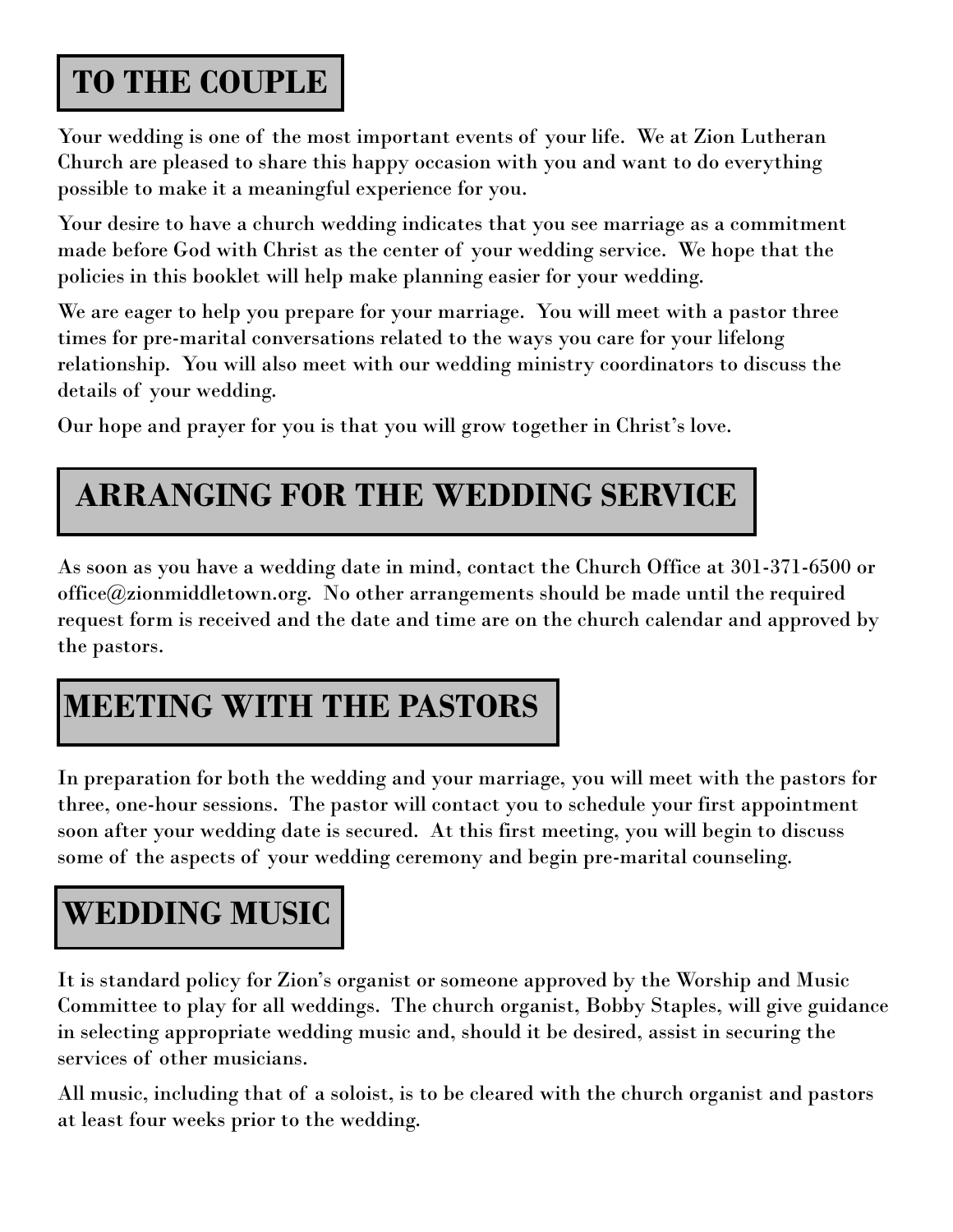## TO THE COUPLE

Your wedding is one of the most important events of your life. We at Zion Lutheran Church are pleased to share this happy occasion with you and want to do everything possible to make it a meaningful experience for you.

Your desire to have a church wedding indicates that you see marriage as a commitment made before God with Christ as the center of your wedding service. We hope that the policies in this booklet will help make planning easier for your wedding.

We are eager to help you prepare for your marriage. You will meet with a pastor three times for pre-marital conversations related to the ways you care for your lifelong relationship. You will also meet with our wedding ministry coordinators to discuss the details of your wedding.

Our hope and prayer for you is that you will grow together in Christ's love.

## ARRANGING FOR THE WEDDING SERVICE

As soon as you have a wedding date in mind, contact the Church Office at 301-371-6500 or office@zionmiddletown.org. No other arrangements should be made until the required request form is received and the date and time are on the church calendar and approved by the pastors.

## MEETING WITH THE PASTORS

In preparation for both the wedding and your marriage, you will meet with the pastors for three, one-hour sessions. The pastor will contact you to schedule your first appointment soon after your wedding date is secured. At this first meeting, you will begin to discuss some of the aspects of your wedding ceremony and begin pre-marital counseling.

## WEDDING MUSIC

It is standard policy for Zion's organist or someone approved by the Worship and Music Committee to play for all weddings. The church organist, Bobby Staples, will give guidance in selecting appropriate wedding music and, should it be desired, assist in securing the services of other musicians.

All music, including that of a soloist, is to be cleared with the church organist and pastors at least four weeks prior to the wedding.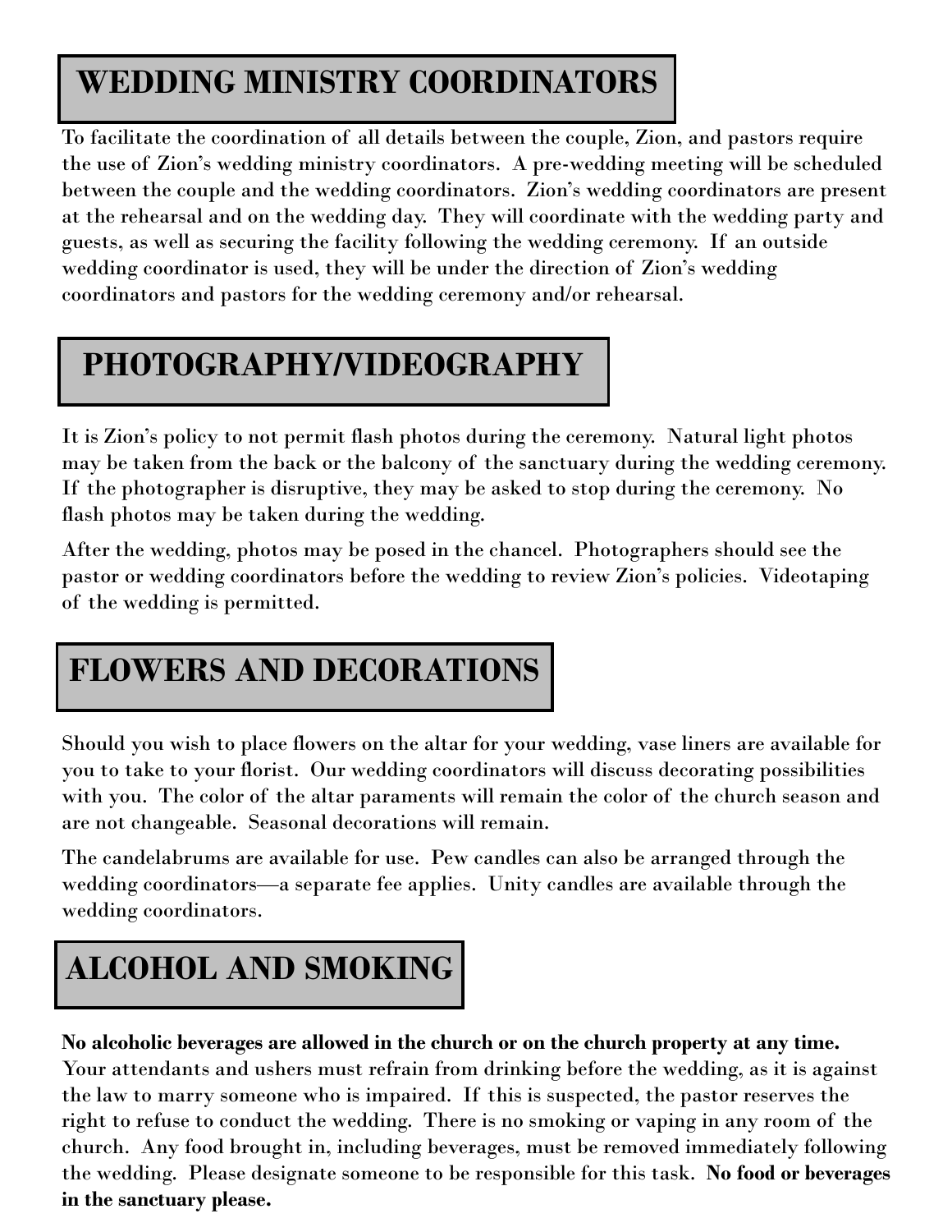## WEDDING MINISTRY COORDINATORS

To facilitate the coordination of all details between the couple, Zion, and pastors require the use of Zion's wedding ministry coordinators. A pre-wedding meeting will be scheduled between the couple and the wedding coordinators. Zion's wedding coordinators are present at the rehearsal and on the wedding day. They will coordinate with the wedding party and guests, as well as securing the facility following the wedding ceremony. If an outside wedding coordinator is used, they will be under the direction of Zion's wedding coordinators and pastors for the wedding ceremony and/or rehearsal.

## PHOTOGRAPHY/VIDEOGRAPHY

It is Zion's policy to not permit flash photos during the ceremony. Natural light photos may be taken from the back or the balcony of the sanctuary during the wedding ceremony. If the photographer is disruptive, they may be asked to stop during the ceremony. No flash photos may be taken during the wedding.

After the wedding, photos may be posed in the chancel. Photographers should see the pastor or wedding coordinators before the wedding to review Zion's policies. Videotaping of the wedding is permitted.

## FLOWERS AND DECORATIONS

Should you wish to place flowers on the altar for your wedding, vase liners are available for you to take to your florist. Our wedding coordinators will discuss decorating possibilities with you. The color of the altar paraments will remain the color of the church season and are not changeable. Seasonal decorations will remain.

The candelabrums are available for use. Pew candles can also be arranged through the wedding coordinators—a separate fee applies. Unity candles are available through the wedding coordinators.

## ALCOHOL AND SMOKING

**No alcoholic beverages are allowed in the church or on the church property at any time.** Your attendants and ushers must refrain from drinking before the wedding, as it is against the law to marry someone who is impaired. If this is suspected, the pastor reserves the right to refuse to conduct the wedding. There is no smoking or vaping in any room of the church. Any food brought in, including beverages, must be removed immediately following the wedding. Please designate someone to be responsible for this task. **No food or beverages in the sanctuary please.**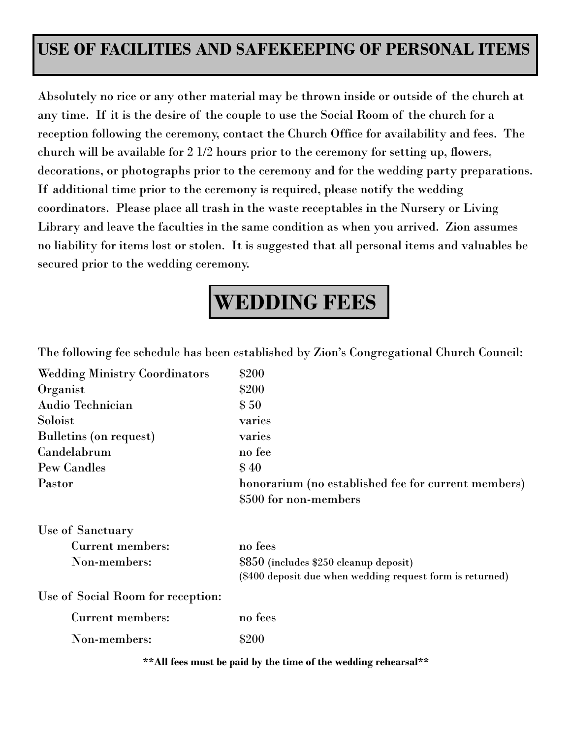## USE OF FACILITIES AND SAFEKEEPING OF PERSONAL ITEMS

Absolutely no rice or any other material may be thrown inside or outside of the church at any time. If it is the desire of the couple to use the Social Room of the church for a reception following the ceremony, contact the Church Office for availability and fees. The church will be available for 2 1/2 hours prior to the ceremony for setting up, flowers, decorations, or photographs prior to the ceremony and for the wedding party preparations. If additional time prior to the ceremony is required, please notify the wedding coordinators. Please place all trash in the waste receptables in the Nursery or Living Library and leave the faculties in the same condition as when you arrived. Zion assumes no liability for items lost or stolen. It is suggested that all personal items and valuables be secured prior to the wedding ceremony.

## WEDDING FEES

The following fee schedule has been established by Zion's Congregational Church Council:

| | |
|---|---|
| Wedding Ministry Coordinators | $200 |
| Organist | $200 |
| Audio Technician | $ 50 |
| Soloist | varies |
| Bulletins (on request) | varies |
| Candelabrum | no fee |
| Pew Candles | $ 40 |
| Pastor | honorarium (no established fee for current members)<br>$500 for non-members |
| Use of Sanctuary | |
| Current members: | no fees |
| Non-members: | $850 (includes $250 cleanup deposit)<br>($400 deposit due when wedding request form is returned) |
| Use of Social Room for reception: | |
| Current members: | no fees |
| Non-members: | $200 |

**\*\*All fees must be paid by the time of the wedding rehearsal\*\***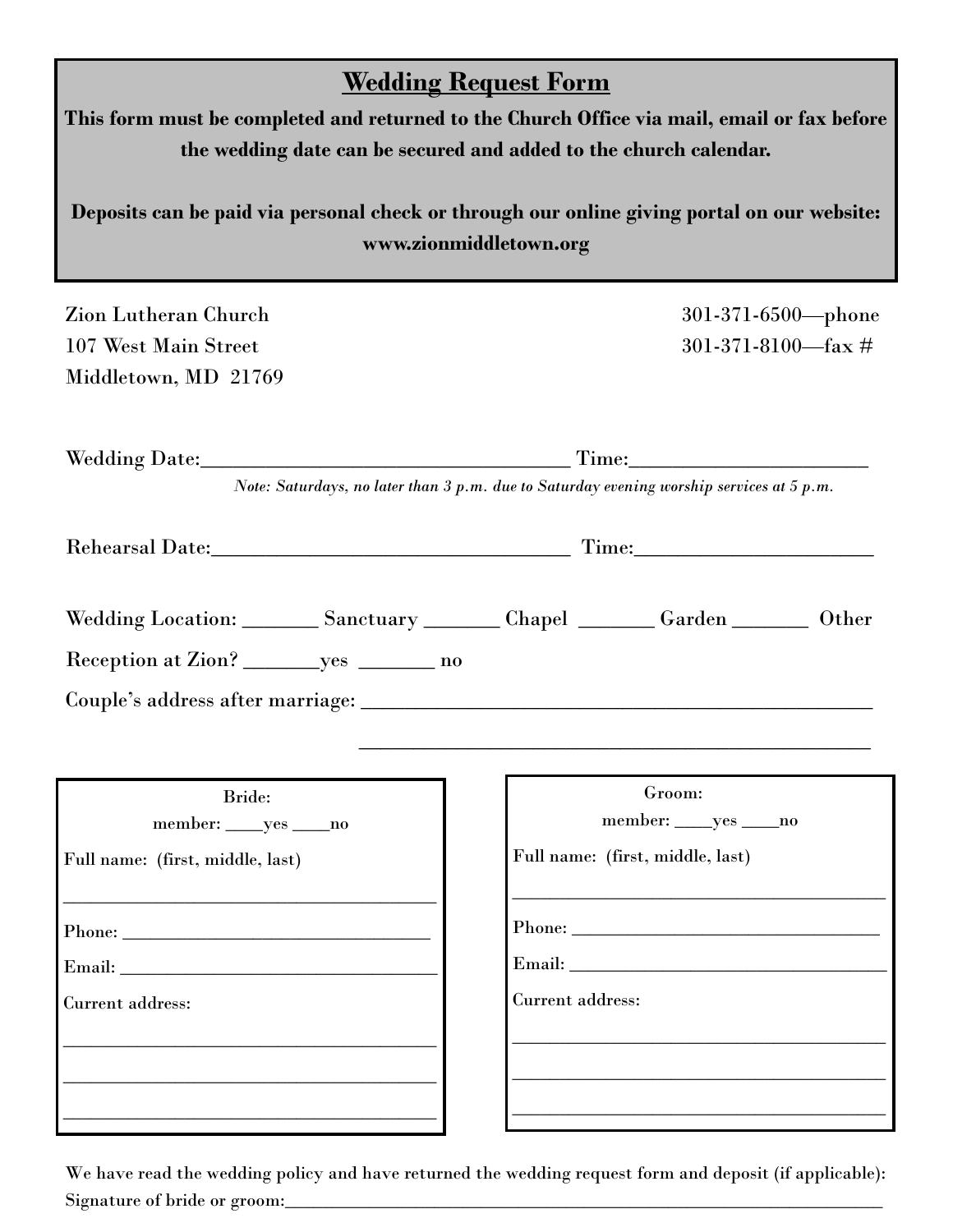## Wedding Request Form

**This form must be completed and returned to the Church Office via mail, email or fax before the wedding date can be secured and added to the church calendar.**

**Deposits can be paid via personal check or through our online giving portal on our website: www.zionmiddletown.org**

Zion Lutheran Church
107 West Main Street
Middletown, MD 21769

301-371-6500—phone
301-371-8100—fax #

Wedding Date:___________________________________ Time:_____________________

*Note: Saturdays, no later than 3 p.m. due to Saturday evening worship services at 5 p.m.*

Rehearsal Date:__________________________________ Time:_____________________

Wedding Location: _______ Sanctuary _______ Chapel _______ Garden _______ Other

Reception at Zion? _______yes _______ no

Couple's address after marriage: ______________________________________________

______________________________________________

**Bride:**

member: ____yes ____no

Full name: (first, middle, last)

_______________________________________

Phone: _________________________________

Email: __________________________________

Current address:

_______________________________________

_______________________________________

_______________________________________

**Groom:**

member: ____yes ____no

Full name: (first, middle, last)

_______________________________________

Phone: _________________________________

Email: __________________________________

Current address:

_______________________________________

_______________________________________

_______________________________________

We have read the wedding policy and have returned the wedding request form and deposit (if applicable):

Signature of bride or groom:_________________________________________________________________